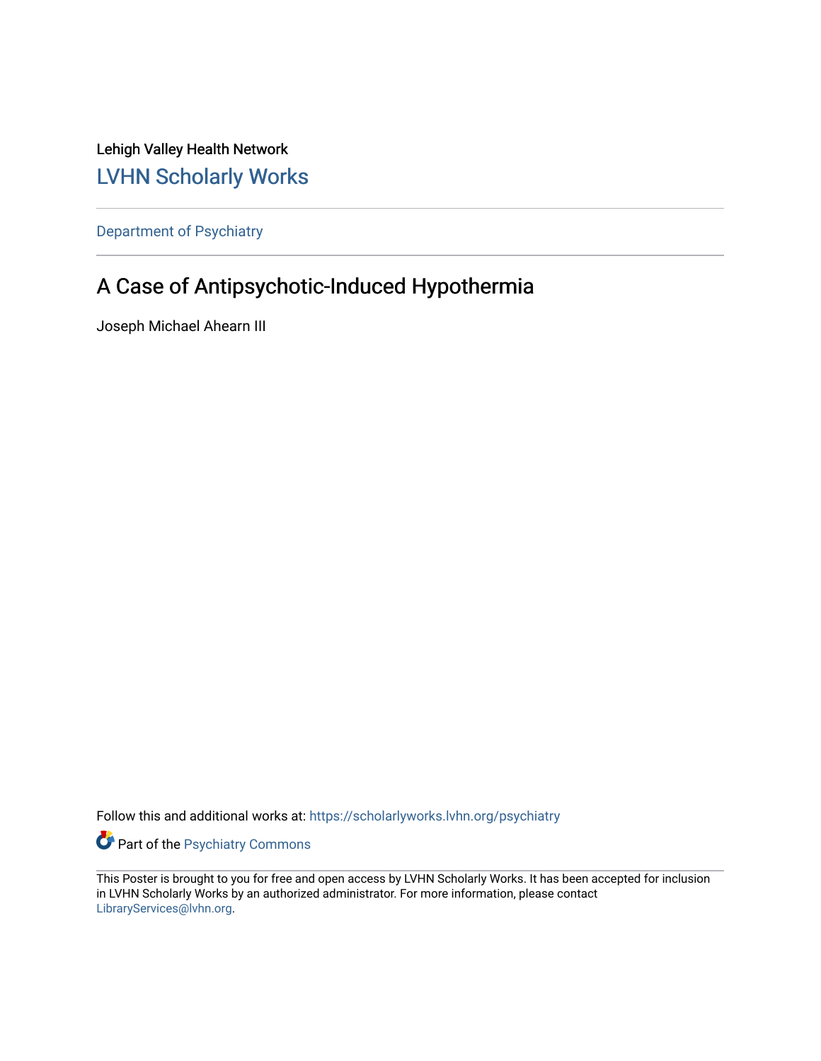Lehigh Valley Health Network

LVHN Scholarly Works

Department of Psychiatry

# A Case of Antipsychotic-Induced Hypothermia

Joseph Michael Ahearn III

Follow this and additional works at: https://scholarlyworks.lvhn.org/psychiatry

Part of the Psychiatry Commons

This Poster is brought to you for free and open access by LVHN Scholarly Works. It has been accepted for inclusion in LVHN Scholarly Works by an authorized administrator. For more information, please contact LibraryServices@lvhn.org.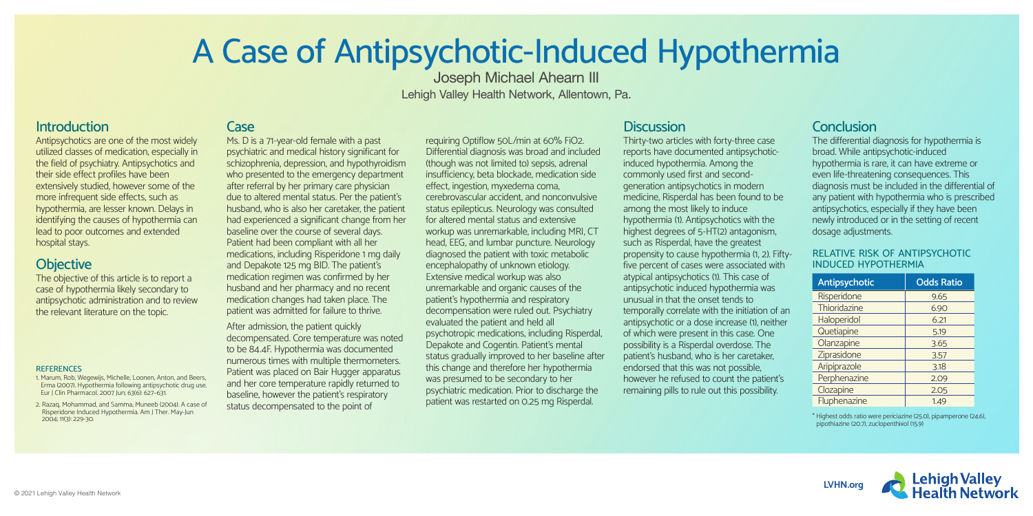# A Case of Antipsychotic-Induced Hypothermia

Joseph Michael Ahearn III

Lehigh Valley Health Network, Allentown, Pa.

## Introduction

Antipsychotics are one of the most widely utilized classes of medication, especially in the field of psychiatry. Antipsychotics and their side effect profiles have been extensively studied, however some of the more infrequent side effects, such as hypothermia, are lesser known. Delays in identifying the causes of hypothermia can lead to poor outcomes and extended hospital stays.

## Objective

The objective of this article is to report a case of hypothermia likely secondary to antipsychotic administration and to review the relevant literature on the topic.

### REFERENCES

1. Marum, Rob, Wegewijs, Michelle, Loonen, Anton, and Beers, Erma (2007). Hypothermia following antipsychotic drug use. Eur J Clin Pharmacol. 2007 Jun; 63(6): 627-631.
2. Razaq, Mohammad, and Samma, Muneeb (2004). A case of Risperidone Induced Hypothermia. Am J Ther. May-Jun 2004; 11(3): 229-30.

## Case

Ms. D is a 71-year-old female with a past psychiatric and medical history significant for schizophrenia, depression, and hypothyroidism who presented to the emergency department after referral by her primary care physician due to altered mental status. Per the patient's husband, who is also her caretaker, the patient had experienced a significant change from her baseline over the course of several days. Patient had been compliant with all her medications, including Risperidone 1 mg daily and Depakote 125 mg BID. The patient's medication regimen was confirmed by her husband and her pharmacy and no recent medication changes had taken place. The patient was admitted for failure to thrive.

After admission, the patient quickly decompensated. Core temperature was noted to be 84.4F. Hypothermia was documented numerous times with multiple thermometers. Patient was placed on Bair Hugger apparatus and her core temperature rapidly returned to baseline, however the patient's respiratory status decompensated to the point of requiring Optiflow 50L/min at 60% FiO2. Differential diagnosis was broad and included (though was not limited to) sepsis, adrenal insufficiency, beta blockade, medication side effect, ingestion, myxedema coma, cerebrovascular accident, and nonconvulsive status epilepticus. Neurology was consulted for altered mental status and extensive workup was unremarkable, including MRI, CT head, EEG, and lumbar puncture. Neurology diagnosed the patient with toxic metabolic encephalopathy of unknown etiology. Extensive medical workup was also unremarkable and organic causes of the patient's hypothermia and respiratory decompensation were ruled out. Psychiatry evaluated the patient and held all psychotropic medications, including Risperdal, Depakote and Cogentin. Patient's mental status gradually improved to her baseline after this change and therefore her hypothermia was presumed to be secondary to her psychiatric medication. Prior to discharge the patient was restarted on 0.25 mg Risperdal.

## Discussion

Thirty-two articles with forty-three case reports have documented antipsychotic-induced hypothermia. Among the commonly used first and second-generation antipsychotics in modern medicine, Risperdal has been found to be among the most likely to induce hypothermia (1). Antipsychotics with the highest degrees of 5-HT(2) antagonism, such as Risperdal, have the greatest propensity to cause hypothermia (1, 2). Fifty-five percent of cases were associated with atypical antipsychotics (1). This case of antipsychotic induced hypothermia was unusual in that the onset tends to temporally correlate with the initiation of an antipsychotic or a dose increase (1), neither of which were present in this case. One possibility is a Risperdal overdose. The patient's husband, who is her caretaker, endorsed that this was not possible, however he refused to count the patient's remaining pills to rule out this possibility.

## Conclusion

The differential diagnosis for hypothermia is broad. While antipsychotic-induced hypothermia is rare, it can have extreme or even life-threatening consequences. This diagnosis must be included in the differential of any patient with hypothermia who is prescribed antipsychotics, especially if they have been newly introduced or in the setting of recent dosage adjustments.

### RELATIVE RISK OF ANTIPSYCHOTIC INDUCED HYPOTHERMIA

| Antipsychotic | Odds Ratio |
|---|---|
| Risperidone | 9.65 |
| Thioridazine | 6.90 |
| Haloperidol | 6.21 |
| Quetiapine | 5.19 |
| Olanzapine | 3.65 |
| Ziprasidone | 3.57 |
| Aripiprazole | 3.18 |
| Perphenazine | 2.09 |
| Clozapine | 2.05 |
| Fluphenazine | 1.49 |

* Highest odds ratio were periciazine (25.0), pipamperone (24.6), pipothiazine (20.7), zuclopenthixol (15.9)

LVHN.org

Lehigh Valley Health Network

© 2021 Lehigh Valley Health Network